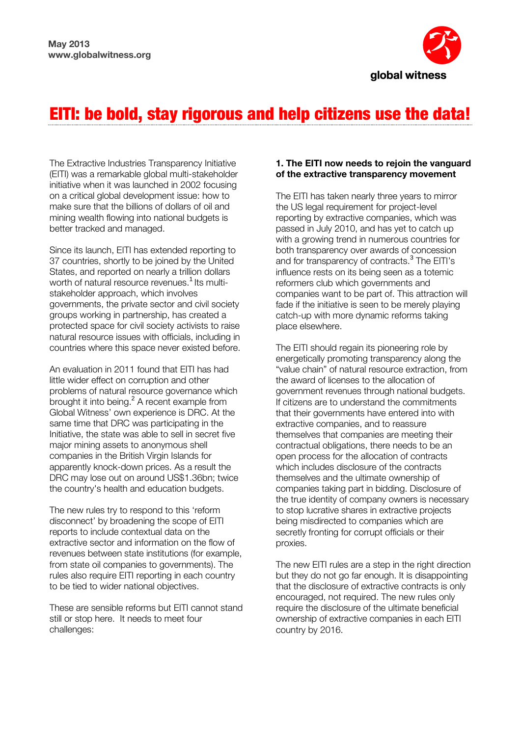May 2013
www.globalwitness.org

global witness

# EITI: be bold, stay rigorous and help citizens use the data!

The Extractive Industries Transparency Initiative (EITI) was a remarkable global multi-stakeholder initiative when it was launched in 2002 focusing on a critical global development issue: how to make sure that the billions of dollars of oil and mining wealth flowing into national budgets is better tracked and managed.

Since its launch, EITI has extended reporting to 37 countries, shortly to be joined by the United States, and reported on nearly a trillion dollars worth of natural resource revenues.[1] Its multi-stakeholder approach, which involves governments, the private sector and civil society groups working in partnership, has created a protected space for civil society activists to raise natural resource issues with officials, including in countries where this space never existed before.

An evaluation in 2011 found that EITI has had little wider effect on corruption and other problems of natural resource governance which brought it into being.[2] A recent example from Global Witness' own experience is DRC. At the same time that DRC was participating in the Initiative, the state was able to sell in secret five major mining assets to anonymous shell companies in the British Virgin Islands for apparently knock-down prices. As a result the DRC may lose out on around US$1.36bn; twice the country's health and education budgets.

The new rules try to respond to this 'reform disconnect' by broadening the scope of EITI reports to include contextual data on the extractive sector and information on the flow of revenues between state institutions (for example, from state oil companies to governments). The rules also require EITI reporting in each country to be tied to wider national objectives.

These are sensible reforms but EITI cannot stand still or stop here. It needs to meet four challenges:

**1. The EITI now needs to rejoin the vanguard of the extractive transparency movement**

The EITI has taken nearly three years to mirror the US legal requirement for project-level reporting by extractive companies, which was passed in July 2010, and has yet to catch up with a growing trend in numerous countries for both transparency over awards of concession and for transparency of contracts.[3] The EITI's influence rests on its being seen as a totemic reformers club which governments and companies want to be part of. This attraction will fade if the initiative is seen to be merely playing catch-up with more dynamic reforms taking place elsewhere.

The EITI should regain its pioneering role by energetically promoting transparency along the "value chain" of natural resource extraction, from the award of licenses to the allocation of government revenues through national budgets. If citizens are to understand the commitments that their governments have entered into with extractive companies, and to reassure themselves that companies are meeting their contractual obligations, there needs to be an open process for the allocation of contracts which includes disclosure of the contracts themselves and the ultimate ownership of companies taking part in bidding. Disclosure of the true identity of company owners is necessary to stop lucrative shares in extractive projects being misdirected to companies which are secretly fronting for corrupt officials or their proxies.

The new EITI rules are a step in the right direction but they do not go far enough. It is disappointing that the disclosure of extractive contracts is only encouraged, not required. The new rules only require the disclosure of the ultimate beneficial ownership of extractive companies in each EITI country by 2016.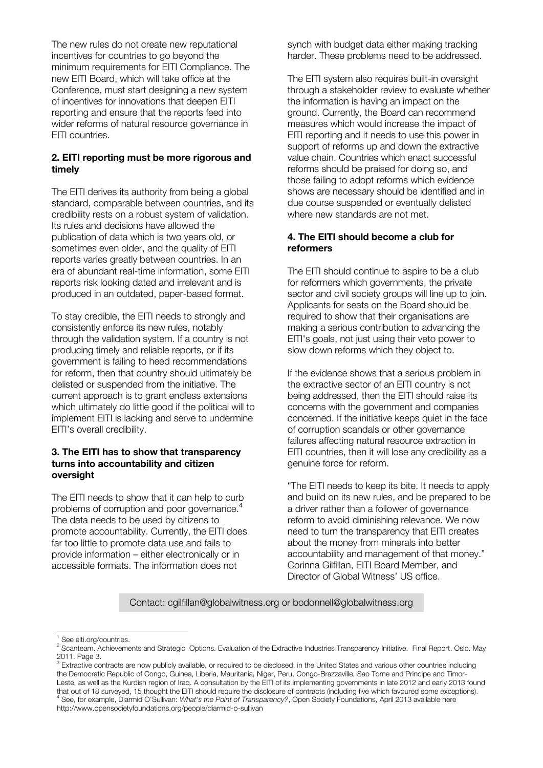The new rules do not create new reputational incentives for countries to go beyond the minimum requirements for EITI Compliance. The new EITI Board, which will take office at the Conference, must start designing a new system of incentives for innovations that deepen EITI reporting and ensure that the reports feed into wider reforms of natural resource governance in EITI countries.

**2. EITI reporting must be more rigorous and timely**

The EITI derives its authority from being a global standard, comparable between countries, and its credibility rests on a robust system of validation. Its rules and decisions have allowed the publication of data which is two years old, or sometimes even older, and the quality of EITI reports varies greatly between countries. In an era of abundant real-time information, some EITI reports risk looking dated and irrelevant and is produced in an outdated, paper-based format.

To stay credible, the EITI needs to strongly and consistently enforce its new rules, notably through the validation system. If a country is not producing timely and reliable reports, or if its government is failing to heed recommendations for reform, then that country should ultimately be delisted or suspended from the initiative. The current approach is to grant endless extensions which ultimately do little good if the political will to implement EITI is lacking and serve to undermine EITI's overall credibility.

**3. The EITI has to show that transparency turns into accountability and citizen oversight**

The EITI needs to show that it can help to curb problems of corruption and poor governance.[4] The data needs to be used by citizens to promote accountability. Currently, the EITI does far too little to promote data use and fails to provide information – either electronically or in accessible formats. The information does not synch with budget data either making tracking harder. These problems need to be addressed.

The EITI system also requires built-in oversight through a stakeholder review to evaluate whether the information is having an impact on the ground. Currently, the Board can recommend measures which would increase the impact of EITI reporting and it needs to use this power in support of reforms up and down the extractive value chain. Countries which enact successful reforms should be praised for doing so, and those failing to adopt reforms which evidence shows are necessary should be identified and in due course suspended or eventually delisted where new standards are not met.

**4. The EITI should become a club for reformers**

The EITI should continue to aspire to be a club for reformers which governments, the private sector and civil society groups will line up to join. Applicants for seats on the Board should be required to show that their organisations are making a serious contribution to advancing the EITI's goals, not just using their veto power to slow down reforms which they object to.

If the evidence shows that a serious problem in the extractive sector of an EITI country is not being addressed, then the EITI should raise its concerns with the government and companies concerned. If the initiative keeps quiet in the face of corruption scandals or other governance failures affecting natural resource extraction in EITI countries, then it will lose any credibility as a genuine force for reform.

"The EITI needs to keep its bite. It needs to apply and build on its new rules, and be prepared to be a driver rather than a follower of governance reform to avoid diminishing relevance. We now need to turn the transparency that EITI creates about the money from minerals into better accountability and management of that money." Corinna Gilfillan, EITI Board Member, and Director of Global Witness' US office.

Contact: cgilfillan@globalwitness.org or bodonnell@globalwitness.org

---

[1] See eiti.org/countries.

[2] Scanteam. Achievements and Strategic Options. Evaluation of the Extractive Industries Transparency Initiative. Final Report. Oslo. May 2011. Page 3.

[3] Extractive contracts are now publicly available, or required to be disclosed, in the United States and various other countries including the Democratic Republic of Congo, Guinea, Liberia, Mauritania, Niger, Peru, Congo-Brazzaville, Sao Tome and Principe and Timor-Leste, as well as the Kurdish region of Iraq. A consultation by the EITI of its implementing governments in late 2012 and early 2013 found that out of 18 surveyed, 15 thought the EITI should require the disclosure of contracts (including five which favoured some exceptions).

[4] See, for example, Diarmid O'Sullivan: *What's the Point of Transparency?*, Open Society Foundations, April 2013 available here http://www.opensocietyfoundations.org/people/diarmid-o-sullivan